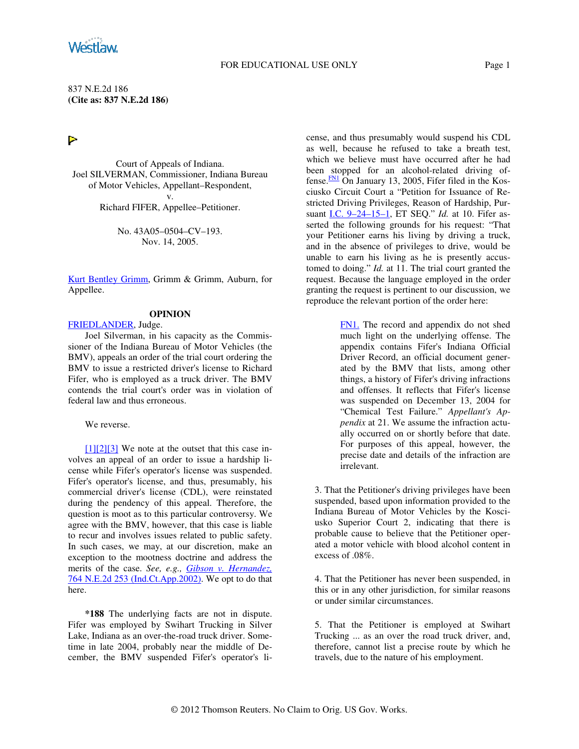837 N.E.2d 186
**(Cite as: 837 N.E.2d 186)**

Court of Appeals of Indiana.
Joel SILVERMAN, Commissioner, Indiana Bureau of Motor Vehicles, Appellant–Respondent,
v.
Richard FIFER, Appellee–Petitioner.

No. 43A05–0504–CV–193.
Nov. 14, 2005.

Kurt Bentley Grimm, Grimm & Grimm, Auburn, for Appellee.

## OPINION

FRIEDLANDER, Judge.

Joel Silverman, in his capacity as the Commissioner of the Indiana Bureau of Motor Vehicles (the BMV), appeals an order of the trial court ordering the BMV to issue a restricted driver's license to Richard Fifer, who is employed as a truck driver. The BMV contends the trial court's order was in violation of federal law and thus erroneous.

We reverse.

[1][2][3] We note at the outset that this case involves an appeal of an order to issue a hardship license while Fifer's operator's license was suspended. Fifer's operator's license, and thus, presumably, his commercial driver's license (CDL), were reinstated during the pendency of this appeal. Therefore, the question is moot as to this particular controversy. We agree with the BMV, however, that this case is liable to recur and involves issues related to public safety. In such cases, we may, at our discretion, make an exception to the mootness doctrine and address the merits of the case. *See, e.g., Gibson v. Hernandez,* 764 N.E.2d 253 (Ind.Ct.App.2002). We opt to do that here.

**\*188** The underlying facts are not in dispute. Fifer was employed by Swihart Trucking in Silver Lake, Indiana as an over-the-road truck driver. Sometime in late 2004, probably near the middle of December, the BMV suspended Fifer's operator's license, and thus presumably would suspend his CDL as well, because he refused to take a breath test, which we believe must have occurred after he had been stopped for an alcohol-related driving offense.[FN1] On January 13, 2005, Fifer filed in the Kosciusko Circuit Court a "Petition for Issuance of Restricted Driving Privileges, Reason of Hardship, Pursuant I.C. 9–24–15–1, ET SEQ." *Id.* at 10. Fifer asserted the following grounds for his request: "That your Petitioner earns his living by driving a truck, and in the absence of privileges to drive, would be unable to earn his living as he is presently accustomed to doing." *Id.* at 11. The trial court granted the request. Because the language employed in the order granting the request is pertinent to our discussion, we reproduce the relevant portion of the order here:

> FN1. The record and appendix do not shed much light on the underlying offense. The appendix contains Fifer's Indiana Official Driver Record, an official document generated by the BMV that lists, among other things, a history of Fifer's driving infractions and offenses. It reflects that Fifer's license was suspended on December 13, 2004 for "Chemical Test Failure." *Appellant's Appendix* at 21. We assume the infraction actually occurred on or shortly before that date. For purposes of this appeal, however, the precise date and details of the infraction are irrelevant.

3. That the Petitioner's driving privileges have been suspended, based upon information provided to the Indiana Bureau of Motor Vehicles by the Kosciusko Superior Court 2, indicating that there is probable cause to believe that the Petitioner operated a motor vehicle with blood alcohol content in excess of .08%.

4. That the Petitioner has never been suspended, in this or in any other jurisdiction, for similar reasons or under similar circumstances.

5. That the Petitioner is employed at Swihart Trucking ... as an over the road truck driver, and, therefore, cannot list a precise route by which he travels, due to the nature of his employment.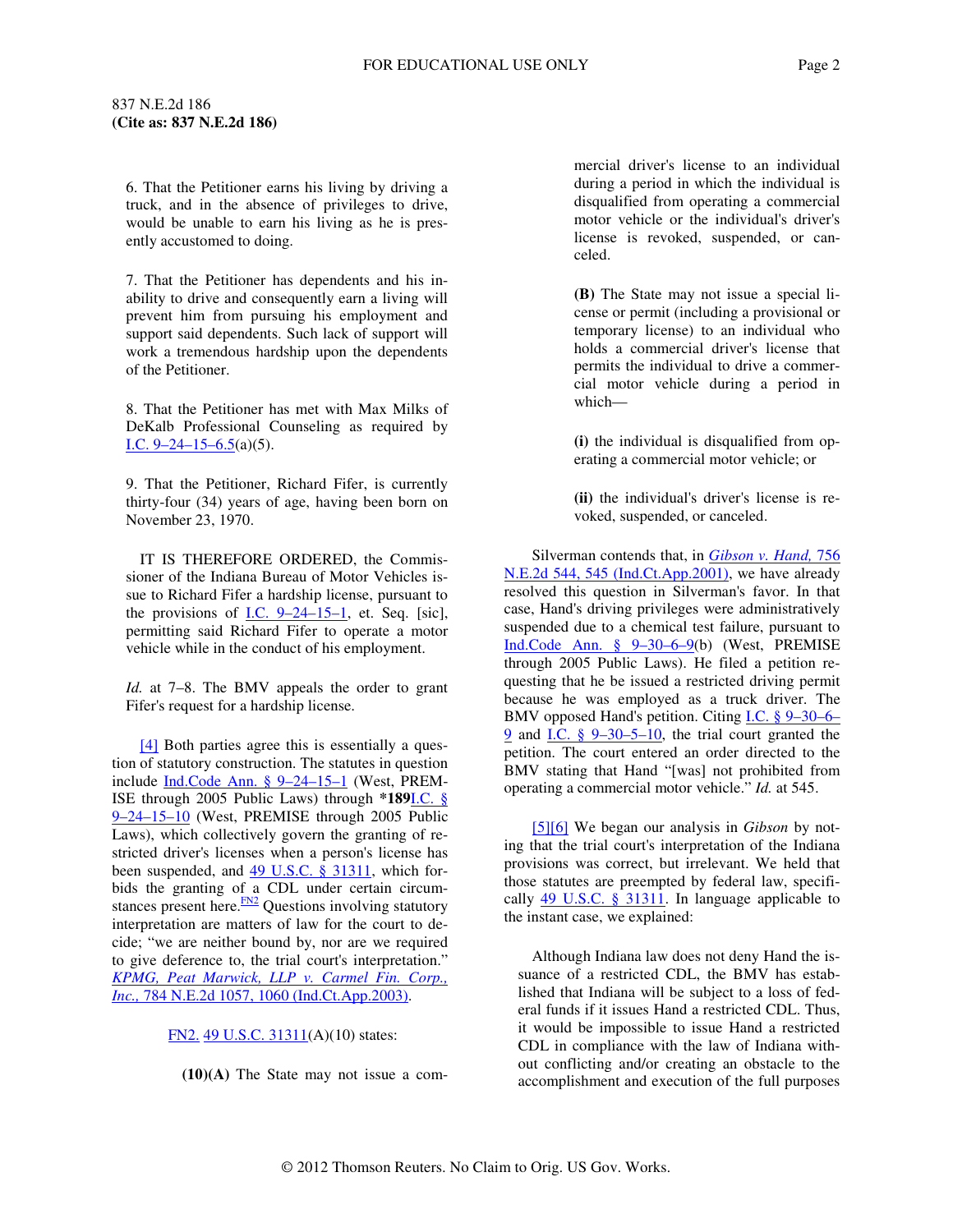6. That the Petitioner earns his living by driving a truck, and in the absence of privileges to drive, would be unable to earn his living as he is presently accustomed to doing.

7. That the Petitioner has dependents and his inability to drive and consequently earn a living will prevent him from pursuing his employment and support said dependents. Such lack of support will work a tremendous hardship upon the dependents of the Petitioner.

8. That the Petitioner has met with Max Milks of DeKalb Professional Counseling as required by I.C. 9–24–15–6.5(a)(5).

9. That the Petitioner, Richard Fifer, is currently thirty-four (34) years of age, having been born on November 23, 1970.

IT IS THEREFORE ORDERED, the Commissioner of the Indiana Bureau of Motor Vehicles issue to Richard Fifer a hardship license, pursuant to the provisions of I.C. 9–24–15–1, et. Seq. [sic], permitting said Richard Fifer to operate a motor vehicle while in the conduct of his employment.

*Id.* at 7–8. The BMV appeals the order to grant Fifer's request for a hardship license.

[4] Both parties agree this is essentially a question of statutory construction. The statutes in question include Ind.Code Ann. § 9–24–15–1 (West, PREMISE through 2005 Public Laws) through **\*189**I.C. § 9–24–15–10 (West, PREMISE through 2005 Public Laws), which collectively govern the granting of restricted driver's licenses when a person's license has been suspended, and 49 U.S.C. § 31311, which forbids the granting of a CDL under certain circumstances present here.[FN2] Questions involving statutory interpretation are matters of law for the court to decide; "we are neither bound by, nor are we required to give deference to, the trial court's interpretation." *KPMG, Peat Marwick, LLP v. Carmel Fin. Corp., Inc.,* 784 N.E.2d 1057, 1060 (Ind.Ct.App.2003).

> FN2. 49 U.S.C. 31311(A)(10) states:
>
> **(10)(A)** The State may not issue a commercial driver's license to an individual during a period in which the individual is disqualified from operating a commercial motor vehicle or the individual's driver's license is revoked, suspended, or canceled.
>
> **(B)** The State may not issue a special license or permit (including a provisional or temporary license) to an individual who holds a commercial driver's license that permits the individual to drive a commercial motor vehicle during a period in which—
>
> **(i)** the individual is disqualified from operating a commercial motor vehicle; or
>
> **(ii)** the individual's driver's license is revoked, suspended, or canceled.

Silverman contends that, in *Gibson v. Hand,* 756 N.E.2d 544, 545 (Ind.Ct.App.2001), we have already resolved this question in Silverman's favor. In that case, Hand's driving privileges were administratively suspended due to a chemical test failure, pursuant to Ind.Code Ann. § 9–30–6–9(b) (West, PREMISE through 2005 Public Laws). He filed a petition requesting that he be issued a restricted driving permit because he was employed as a truck driver. The BMV opposed Hand's petition. Citing I.C. § 9–30–6–9 and I.C. § 9–30–5–10, the trial court granted the petition. The court entered an order directed to the BMV stating that Hand "[was] not prohibited from operating a commercial motor vehicle." *Id.* at 545.

[5][6] We began our analysis in *Gibson* by noting that the trial court's interpretation of the Indiana provisions was correct, but irrelevant. We held that those statutes are preempted by federal law, specifically 49 U.S.C. § 31311. In language applicable to the instant case, we explained:

> Although Indiana law does not deny Hand the issuance of a restricted CDL, the BMV has established that Indiana will be subject to a loss of federal funds if it issues Hand a restricted CDL. Thus, it would be impossible to issue Hand a restricted CDL in compliance with the law of Indiana without conflicting and/or creating an obstacle to the accomplishment and execution of the full purposes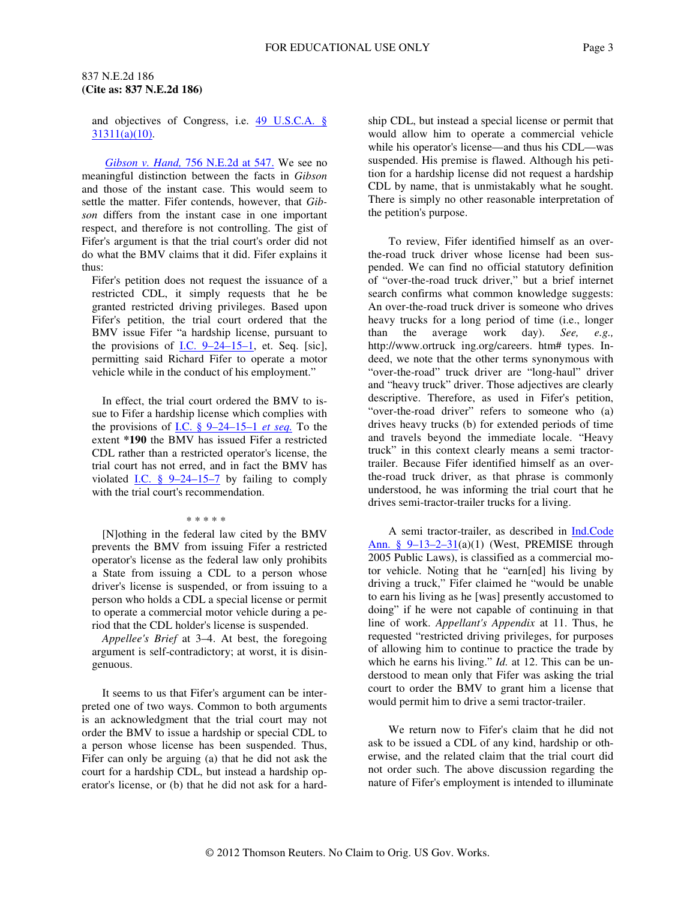and objectives of Congress, i.e. 49 U.S.C.A. § 31311(a)(10).

*Gibson v. Hand,* 756 N.E.2d at 547. We see no meaningful distinction between the facts in *Gibson* and those of the instant case. This would seem to settle the matter. Fifer contends, however, that *Gibson* differs from the instant case in one important respect, and therefore is not controlling. The gist of Fifer's argument is that the trial court's order did not do what the BMV claims that it did. Fifer explains it thus:

> Fifer's petition does not request the issuance of a restricted CDL, it simply requests that he be granted restricted driving privileges. Based upon Fifer's petition, the trial court ordered that the BMV issue Fifer "a hardship license, pursuant to the provisions of I.C. 9–24–15–1, et. Seq. [sic], permitting said Richard Fifer to operate a motor vehicle while in the conduct of his employment."
>
> In effect, the trial court ordered the BMV to issue to Fifer a hardship license which complies with the provisions of I.C. § 9–24–15–1 *et seq.* To the extent **\*190** the BMV has issued Fifer a restricted CDL rather than a restricted operator's license, the trial court has not erred, and in fact the BMV has violated I.C. § 9–24–15–7 by failing to comply with the trial court's recommendation.
>
> \* \* \* \* \*
>
> [N]othing in the federal law cited by the BMV prevents the BMV from issuing Fifer a restricted operator's license as the federal law only prohibits a State from issuing a CDL to a person whose driver's license is suspended, or from issuing to a person who holds a CDL a special license or permit to operate a commercial motor vehicle during a period that the CDL holder's license is suspended.

*Appellee's Brief* at 3–4. At best, the foregoing argument is self-contradictory; at worst, it is disingenuous.

It seems to us that Fifer's argument can be interpreted one of two ways. Common to both arguments is an acknowledgment that the trial court may not order the BMV to issue a hardship or special CDL to a person whose license has been suspended. Thus, Fifer can only be arguing (a) that he did not ask the court for a hardship CDL, but instead a hardship operator's license, or (b) that he did not ask for a hardship CDL, but instead a special license or permit that would allow him to operate a commercial vehicle while his operator's license—and thus his CDL—was suspended. His premise is flawed. Although his petition for a hardship license did not request a hardship CDL by name, that is unmistakably what he sought. There is simply no other reasonable interpretation of the petition's purpose.

To review, Fifer identified himself as an over-the-road truck driver whose license had been suspended. We can find no official statutory definition of "over-the-road truck driver," but a brief internet search confirms what common knowledge suggests: An over-the-road truck driver is someone who drives heavy trucks for a long period of time (i.e., longer than the average work day). *See, e.g.,* http://www.ortruck ing.org/careers. htm# types. Indeed, we note that the other terms synonymous with "over-the-road" truck driver are "long-haul" driver and "heavy truck" driver. Those adjectives are clearly descriptive. Therefore, as used in Fifer's petition, "over-the-road driver" refers to someone who (a) drives heavy trucks (b) for extended periods of time and travels beyond the immediate locale. "Heavy truck" in this context clearly means a semi tractor-trailer. Because Fifer identified himself as an over-the-road truck driver, as that phrase is commonly understood, he was informing the trial court that he drives semi-tractor-trailer trucks for a living.

A semi tractor-trailer, as described in Ind.Code Ann. § 9–13–2–31(a)(1) (West, PREMISE through 2005 Public Laws), is classified as a commercial motor vehicle. Noting that he "earn[ed] his living by driving a truck," Fifer claimed he "would be unable to earn his living as he [was] presently accustomed to doing" if he were not capable of continuing in that line of work. *Appellant's Appendix* at 11. Thus, he requested "restricted driving privileges, for purposes of allowing him to continue to practice the trade by which he earns his living." *Id.* at 12. This can be understood to mean only that Fifer was asking the trial court to order the BMV to grant him a license that would permit him to drive a semi tractor-trailer.

We return now to Fifer's claim that he did not ask to be issued a CDL of any kind, hardship or otherwise, and the related claim that the trial court did not order such. The above discussion regarding the nature of Fifer's employment is intended to illuminate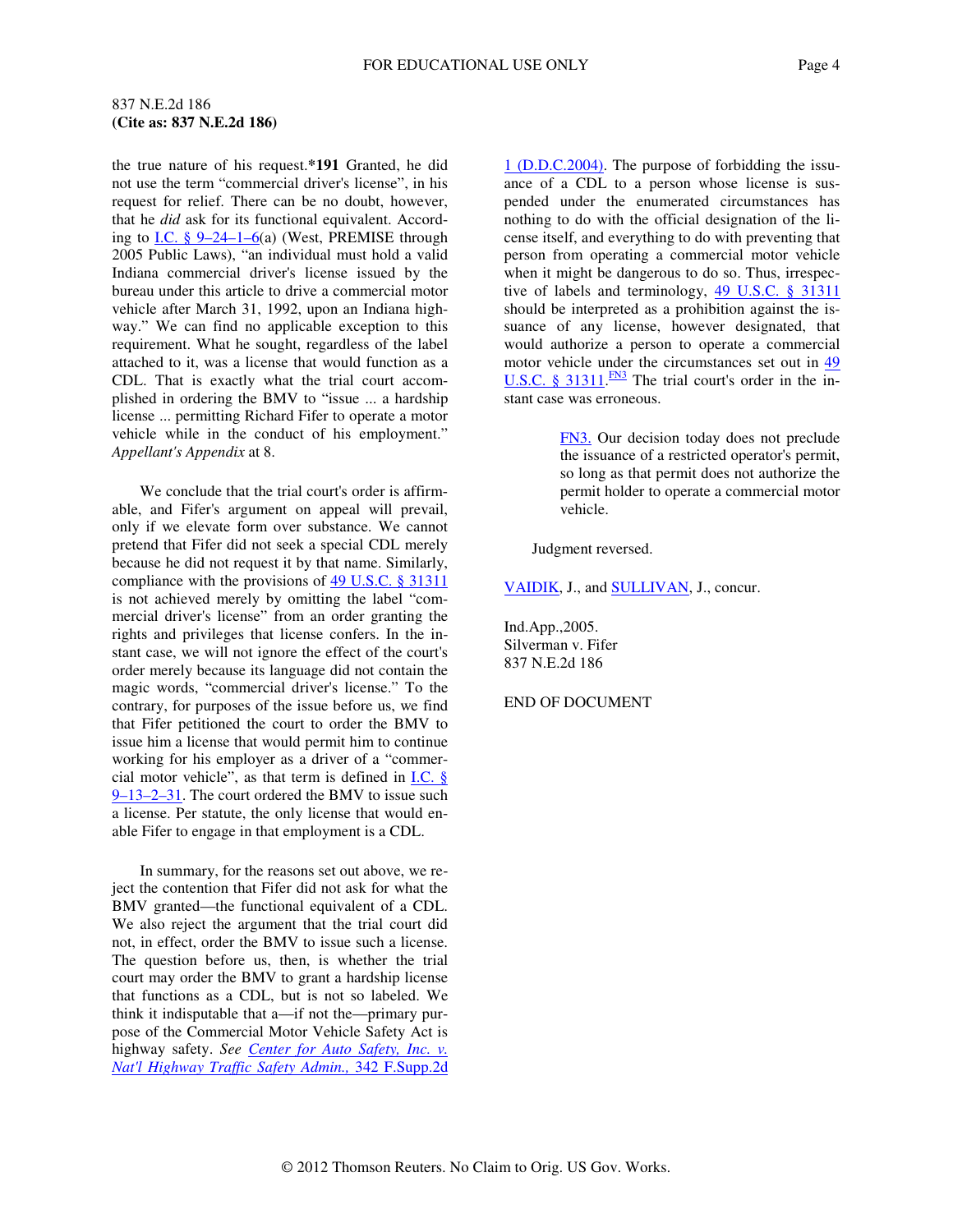the true nature of his request.*191 Granted, he did not use the term "commercial driver's license", in his request for relief. There can be no doubt, however, that he *did* ask for its functional equivalent. According to I.C. § 9–24–1–6(a) (West, PREMISE through 2005 Public Laws), "an individual must hold a valid Indiana commercial driver's license issued by the bureau under this article to drive a commercial motor vehicle after March 31, 1992, upon an Indiana highway." We can find no applicable exception to this requirement. What he sought, regardless of the label attached to it, was a license that would function as a CDL. That is exactly what the trial court accomplished in ordering the BMV to "issue ... a hardship license ... permitting Richard Fifer to operate a motor vehicle while in the conduct of his employment." *Appellant's Appendix* at 8.

We conclude that the trial court's order is affirmable, and Fifer's argument on appeal will prevail, only if we elevate form over substance. We cannot pretend that Fifer did not seek a special CDL merely because he did not request it by that name. Similarly, compliance with the provisions of 49 U.S.C. § 31311 is not achieved merely by omitting the label "commercial driver's license" from an order granting the rights and privileges that license confers. In the instant case, we will not ignore the effect of the court's order merely because its language did not contain the magic words, "commercial driver's license." To the contrary, for purposes of the issue before us, we find that Fifer petitioned the court to order the BMV to issue him a license that would permit him to continue working for his employer as a driver of a "commercial motor vehicle", as that term is defined in I.C. § 9–13–2–31. The court ordered the BMV to issue such a license. Per statute, the only license that would enable Fifer to engage in that employment is a CDL.

In summary, for the reasons set out above, we reject the contention that Fifer did not ask for what the BMV granted—the functional equivalent of a CDL. We also reject the argument that the trial court did not, in effect, order the BMV to issue such a license. The question before us, then, is whether the trial court may order the BMV to grant a hardship license that functions as a CDL, but is not so labeled. We think it indisputable that a—if not the—primary purpose of the Commercial Motor Vehicle Safety Act is highway safety. *See Center for Auto Safety, Inc. v. Nat'l Highway Traffic Safety Admin.,* 342 F.Supp.2d 1 (D.D.C.2004). The purpose of forbidding the issuance of a CDL to a person whose license is suspended under the enumerated circumstances has nothing to do with the official designation of the license itself, and everything to do with preventing that person from operating a commercial motor vehicle when it might be dangerous to do so. Thus, irrespective of labels and terminology, 49 U.S.C. § 31311 should be interpreted as a prohibition against the issuance of any license, however designated, that would authorize a person to operate a commercial motor vehicle under the circumstances set out in 49 U.S.C. § 31311.[FN3] The trial court's order in the instant case was erroneous.

> FN3. Our decision today does not preclude the issuance of a restricted operator's permit, so long as that permit does not authorize the permit holder to operate a commercial motor vehicle.

Judgment reversed.

VAIDIK, J., and SULLIVAN, J., concur.

Ind.App.,2005.
Silverman v. Fifer
837 N.E.2d 186

END OF DOCUMENT